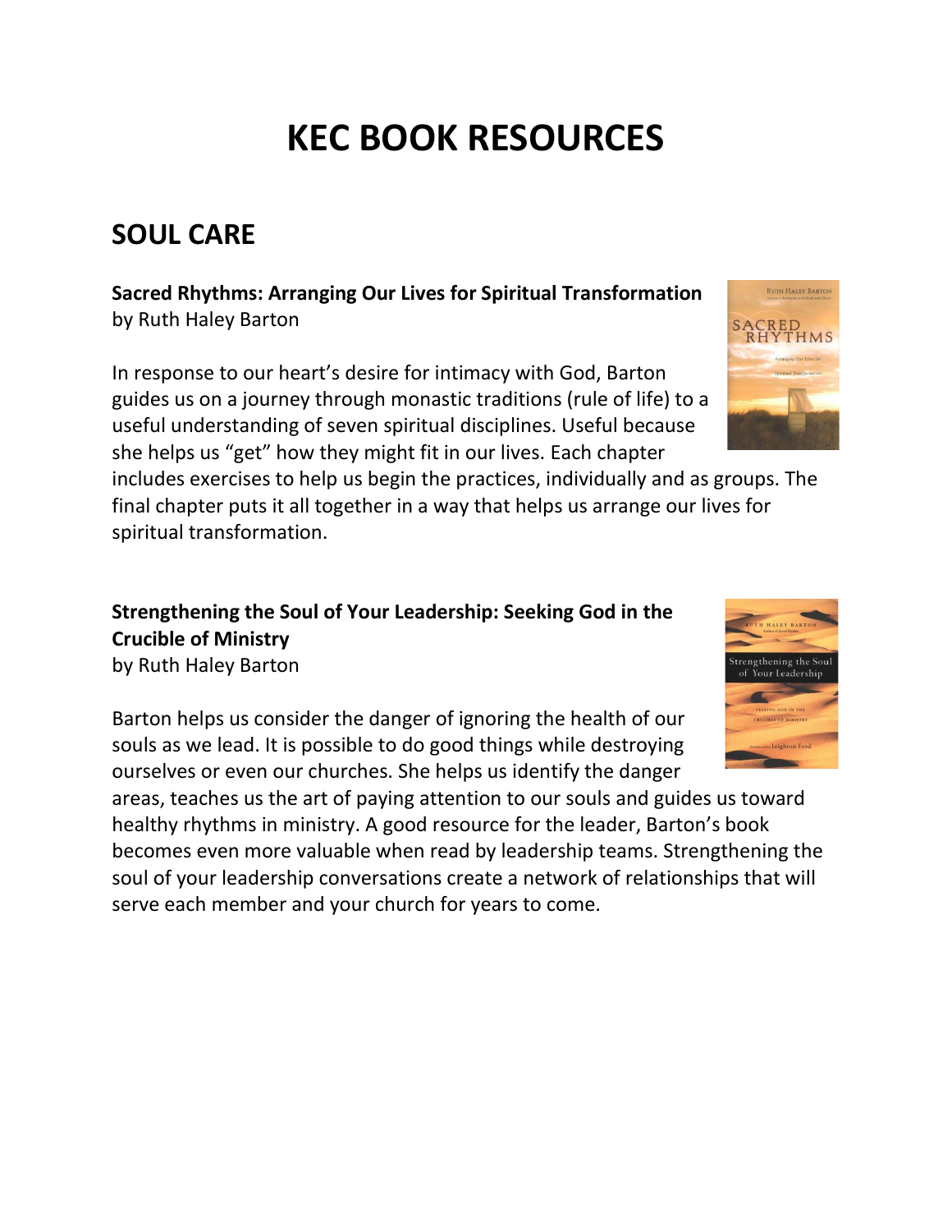# KEC BOOK RESOURCES

## SOUL CARE

**Sacred Rhythms: Arranging Our Lives for Spiritual Transformation**
by Ruth Haley Barton

In response to our heart's desire for intimacy with God, Barton guides us on a journey through monastic traditions (rule of life) to a useful understanding of seven spiritual disciplines. Useful because she helps us "get" how they might fit in our lives. Each chapter includes exercises to help us begin the practices, individually and as groups. The final chapter puts it all together in a way that helps us arrange our lives for spiritual transformation.

**Strengthening the Soul of Your Leadership: Seeking God in the Crucible of Ministry**
by Ruth Haley Barton

Barton helps us consider the danger of ignoring the health of our souls as we lead. It is possible to do good things while destroying ourselves or even our churches. She helps us identify the danger areas, teaches us the art of paying attention to our souls and guides us toward healthy rhythms in ministry. A good resource for the leader, Barton's book becomes even more valuable when read by leadership teams. Strengthening the soul of your leadership conversations create a network of relationships that will serve each member and your church for years to come.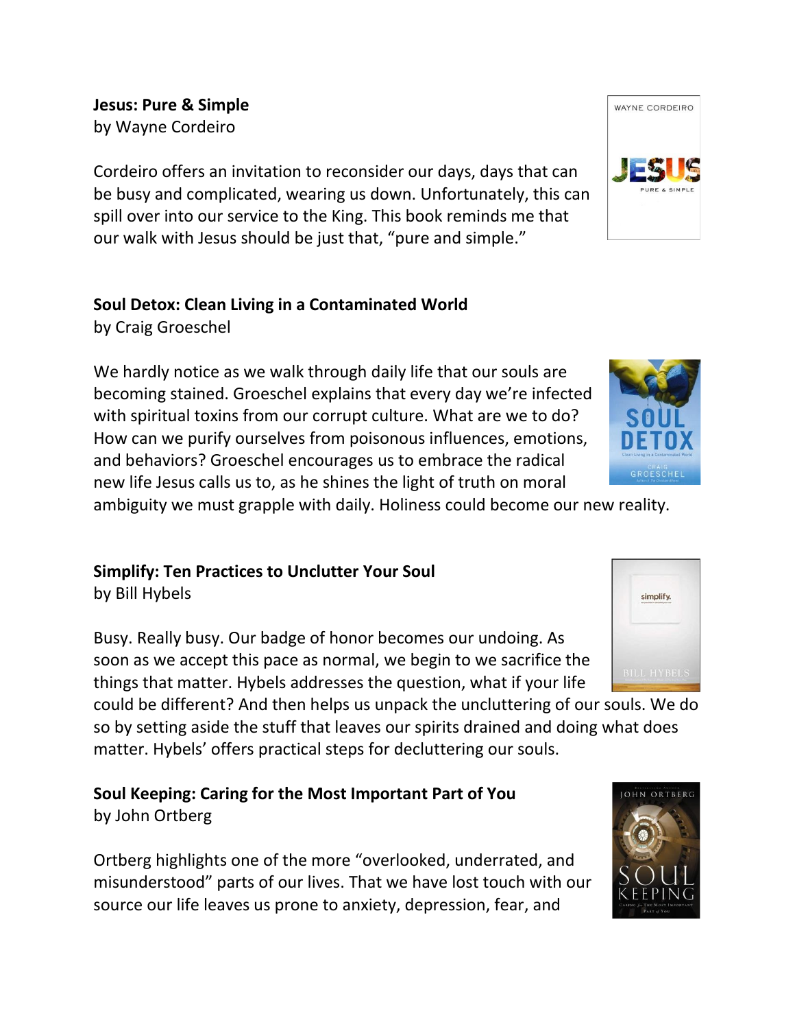**Jesus: Pure & Simple**
by Wayne Cordeiro

Cordeiro offers an invitation to reconsider our days, days that can be busy and complicated, wearing us down. Unfortunately, this can spill over into our service to the King. This book reminds me that our walk with Jesus should be just that, "pure and simple."

**Soul Detox: Clean Living in a Contaminated World**
by Craig Groeschel

We hardly notice as we walk through daily life that our souls are becoming stained. Groeschel explains that every day we're infected with spiritual toxins from our corrupt culture. What are we to do? How can we purify ourselves from poisonous influences, emotions, and behaviors? Groeschel encourages us to embrace the radical new life Jesus calls us to, as he shines the light of truth on moral ambiguity we must grapple with daily. Holiness could become our new reality.

**Simplify: Ten Practices to Unclutter Your Soul**
by Bill Hybels

Busy. Really busy. Our badge of honor becomes our undoing. As soon as we accept this pace as normal, we begin to we sacrifice the things that matter. Hybels addresses the question, what if your life could be different? And then helps us unpack the uncluttering of our souls. We do so by setting aside the stuff that leaves our spirits drained and doing what does matter. Hybels' offers practical steps for decluttering our souls.

**Soul Keeping: Caring for the Most Important Part of You**
by John Ortberg

Ortberg highlights one of the more "overlooked, underrated, and misunderstood" parts of our lives. That we have lost touch with our source our life leaves us prone to anxiety, depression, fear, and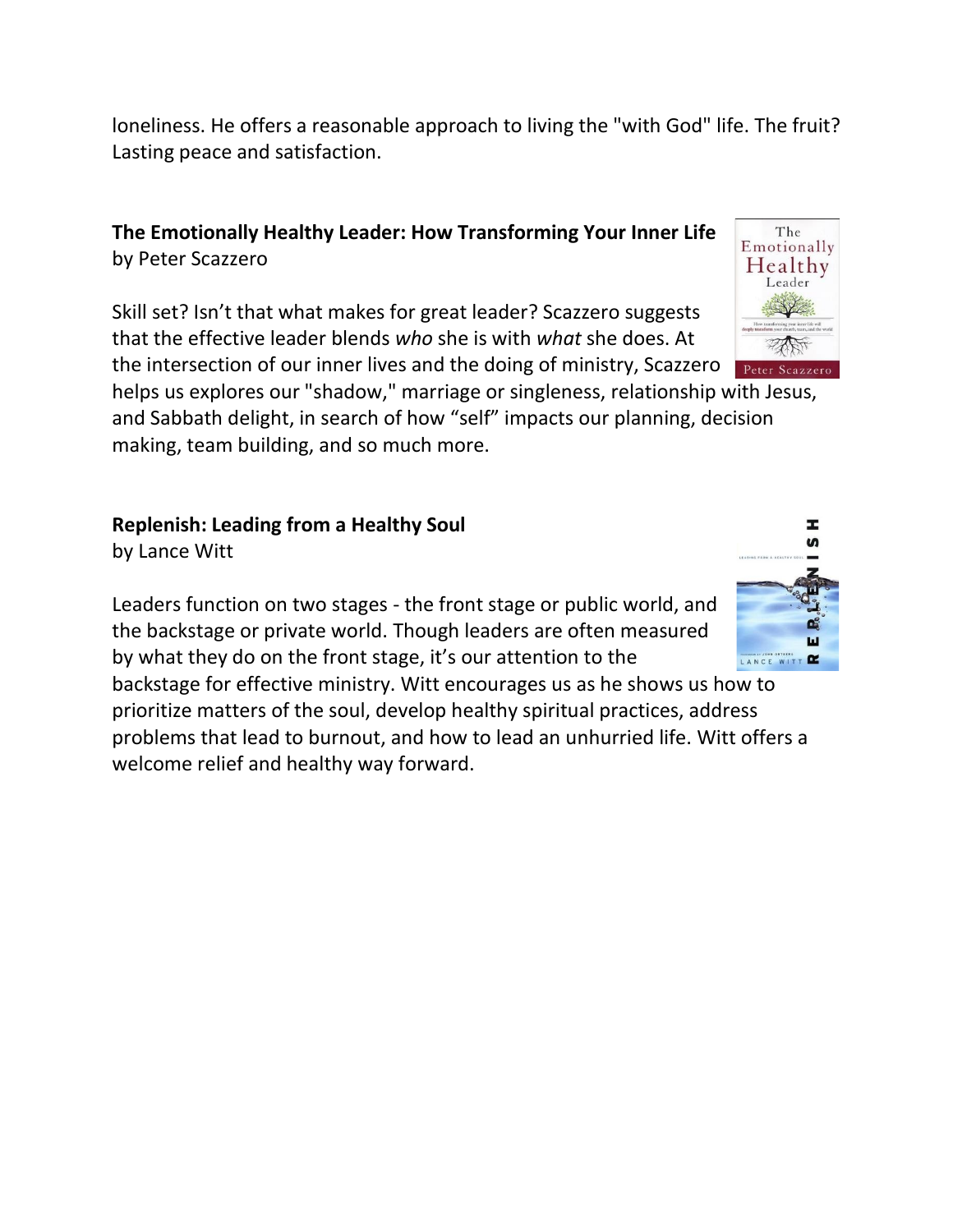loneliness. He offers a reasonable approach to living the "with God" life. The fruit? Lasting peace and satisfaction.

**The Emotionally Healthy Leader: How Transforming Your Inner Life**
by Peter Scazzero

Skill set? Isn't that what makes for great leader? Scazzero suggests that the effective leader blends *who* she is with *what* she does. At the intersection of our inner lives and the doing of ministry, Scazzero helps us explores our "shadow," marriage or singleness, relationship with Jesus, and Sabbath delight, in search of how "self" impacts our planning, decision making, team building, and so much more.

**Replenish: Leading from a Healthy Soul**
by Lance Witt

Leaders function on two stages - the front stage or public world, and the backstage or private world. Though leaders are often measured by what they do on the front stage, it's our attention to the backstage for effective ministry. Witt encourages us as he shows us how to prioritize matters of the soul, develop healthy spiritual practices, address problems that lead to burnout, and how to lead an unhurried life. Witt offers a welcome relief and healthy way forward.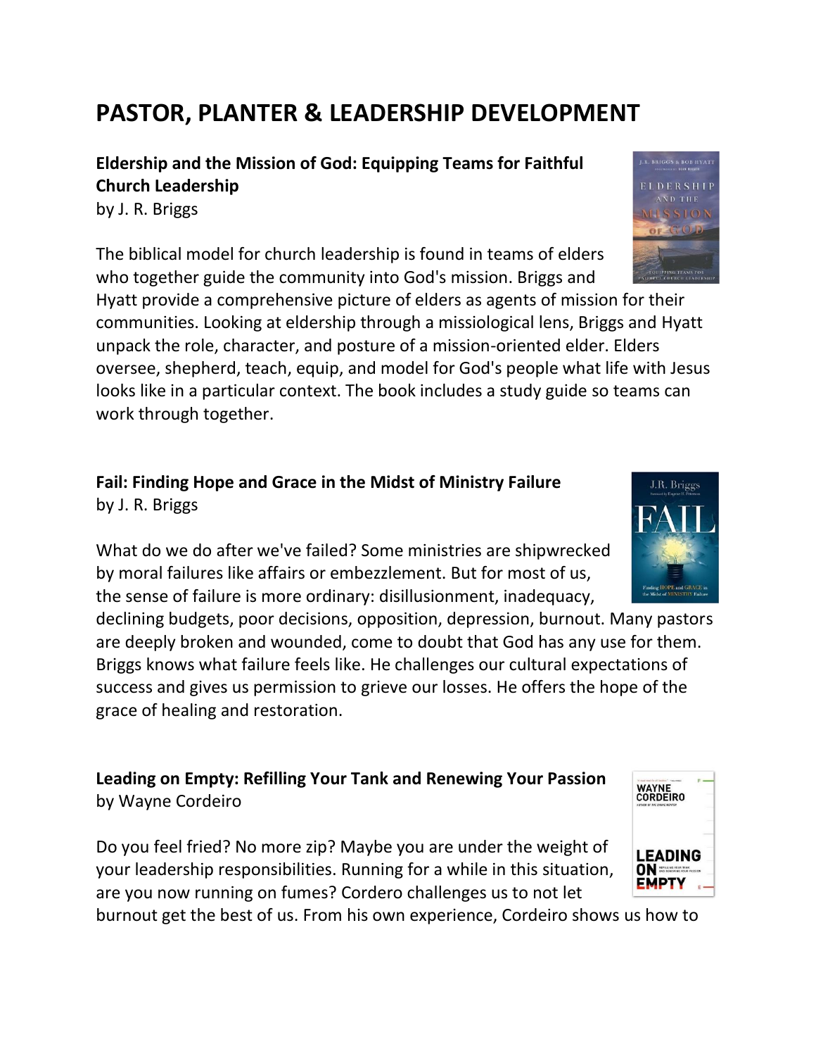# PASTOR, PLANTER & LEADERSHIP DEVELOPMENT

**Eldership and the Mission of God: Equipping Teams for Faithful Church Leadership**
by J. R. Briggs

The biblical model for church leadership is found in teams of elders who together guide the community into God's mission. Briggs and Hyatt provide a comprehensive picture of elders as agents of mission for their communities. Looking at eldership through a missiological lens, Briggs and Hyatt unpack the role, character, and posture of a mission-oriented elder. Elders oversee, shepherd, teach, equip, and model for God's people what life with Jesus looks like in a particular context. The book includes a study guide so teams can work through together.

**Fail: Finding Hope and Grace in the Midst of Ministry Failure**
by J. R. Briggs

What do we do after we've failed? Some ministries are shipwrecked by moral failures like affairs or embezzlement. But for most of us, the sense of failure is more ordinary: disillusionment, inadequacy, declining budgets, poor decisions, opposition, depression, burnout. Many pastors are deeply broken and wounded, come to doubt that God has any use for them. Briggs knows what failure feels like. He challenges our cultural expectations of success and gives us permission to grieve our losses. He offers the hope of the grace of healing and restoration.

**Leading on Empty: Refilling Your Tank and Renewing Your Passion**
by Wayne Cordeiro

Do you feel fried? No more zip? Maybe you are under the weight of your leadership responsibilities. Running for a while in this situation, are you now running on fumes? Cordero challenges us to not let burnout get the best of us. From his own experience, Cordeiro shows us how to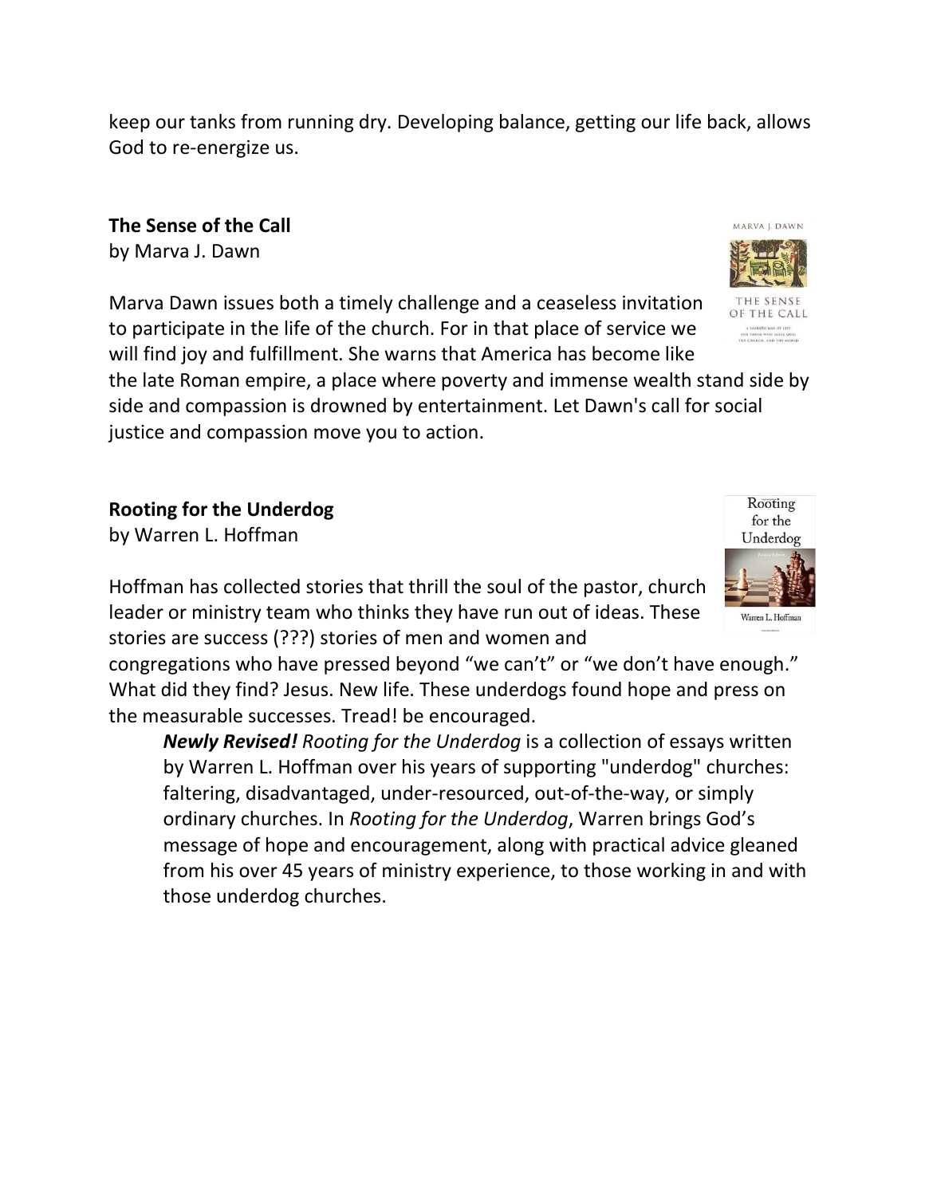keep our tanks from running dry. Developing balance, getting our life back, allows God to re-energize us.

**The Sense of the Call**
by Marva J. Dawn

Marva Dawn issues both a timely challenge and a ceaseless invitation to participate in the life of the church. For in that place of service we will find joy and fulfillment. She warns that America has become like the late Roman empire, a place where poverty and immense wealth stand side by side and compassion is drowned by entertainment. Let Dawn's call for social justice and compassion move you to action.

**Rooting for the Underdog**
by Warren L. Hoffman

Hoffman has collected stories that thrill the soul of the pastor, church leader or ministry team who thinks they have run out of ideas. These stories are success (???) stories of men and women and congregations who have pressed beyond "we can't" or "we don't have enough." What did they find? Jesus. New life. These underdogs found hope and press on the measurable successes. Tread! be encouraged.

> ***Newly Revised!*** *Rooting for the Underdog* is a collection of essays written by Warren L. Hoffman over his years of supporting "underdog" churches: faltering, disadvantaged, under-resourced, out-of-the-way, or simply ordinary churches. In *Rooting for the Underdog*, Warren brings God's message of hope and encouragement, along with practical advice gleaned from his over 45 years of ministry experience, to those working in and with those underdog churches.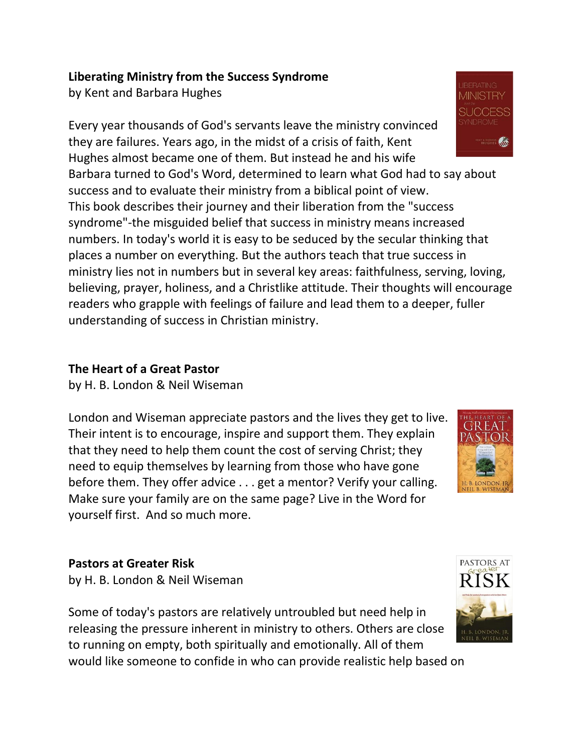**Liberating Ministry from the Success Syndrome**
by Kent and Barbara Hughes

Every year thousands of God's servants leave the ministry convinced they are failures. Years ago, in the midst of a crisis of faith, Kent Hughes almost became one of them. But instead he and his wife Barbara turned to God's Word, determined to learn what God had to say about success and to evaluate their ministry from a biblical point of view. This book describes their journey and their liberation from the "success syndrome"-the misguided belief that success in ministry means increased numbers. In today's world it is easy to be seduced by the secular thinking that places a number on everything. But the authors teach that true success in ministry lies not in numbers but in several key areas: faithfulness, serving, loving, believing, prayer, holiness, and a Christlike attitude. Their thoughts will encourage readers who grapple with feelings of failure and lead them to a deeper, fuller understanding of success in Christian ministry.

**The Heart of a Great Pastor**
by H. B. London & Neil Wiseman

London and Wiseman appreciate pastors and the lives they get to live. Their intent is to encourage, inspire and support them. They explain that they need to help them count the cost of serving Christ; they need to equip themselves by learning from those who have gone before them. They offer advice . . . get a mentor? Verify your calling. Make sure your family are on the same page? Live in the Word for yourself first. And so much more.

**Pastors at Greater Risk**
by H. B. London & Neil Wiseman

Some of today's pastors are relatively untroubled but need help in releasing the pressure inherent in ministry to others. Others are close to running on empty, both spiritually and emotionally. All of them would like someone to confide in who can provide realistic help based on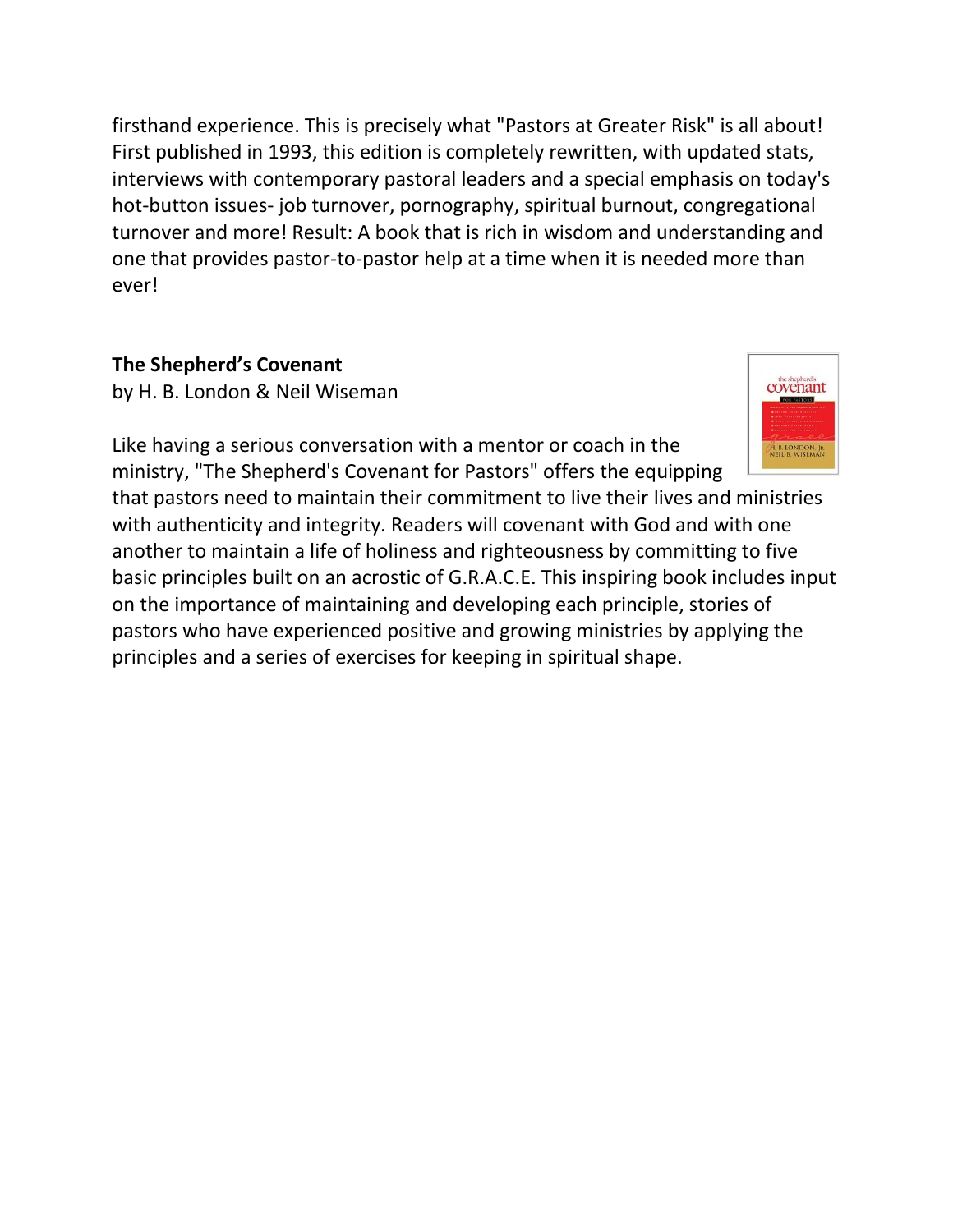firsthand experience. This is precisely what "Pastors at Greater Risk" is all about! First published in 1993, this edition is completely rewritten, with updated stats, interviews with contemporary pastoral leaders and a special emphasis on today's hot-button issues- job turnover, pornography, spiritual burnout, congregational turnover and more! Result: A book that is rich in wisdom and understanding and one that provides pastor-to-pastor help at a time when it is needed more than ever!

**The Shepherd's Covenant**
by H. B. London & Neil Wiseman

Like having a serious conversation with a mentor or coach in the ministry, "The Shepherd's Covenant for Pastors" offers the equipping that pastors need to maintain their commitment to live their lives and ministries with authenticity and integrity. Readers will covenant with God and with one another to maintain a life of holiness and righteousness by committing to five basic principles built on an acrostic of G.R.A.C.E. This inspiring book includes input on the importance of maintaining and developing each principle, stories of pastors who have experienced positive and growing ministries by applying the principles and a series of exercises for keeping in spiritual shape.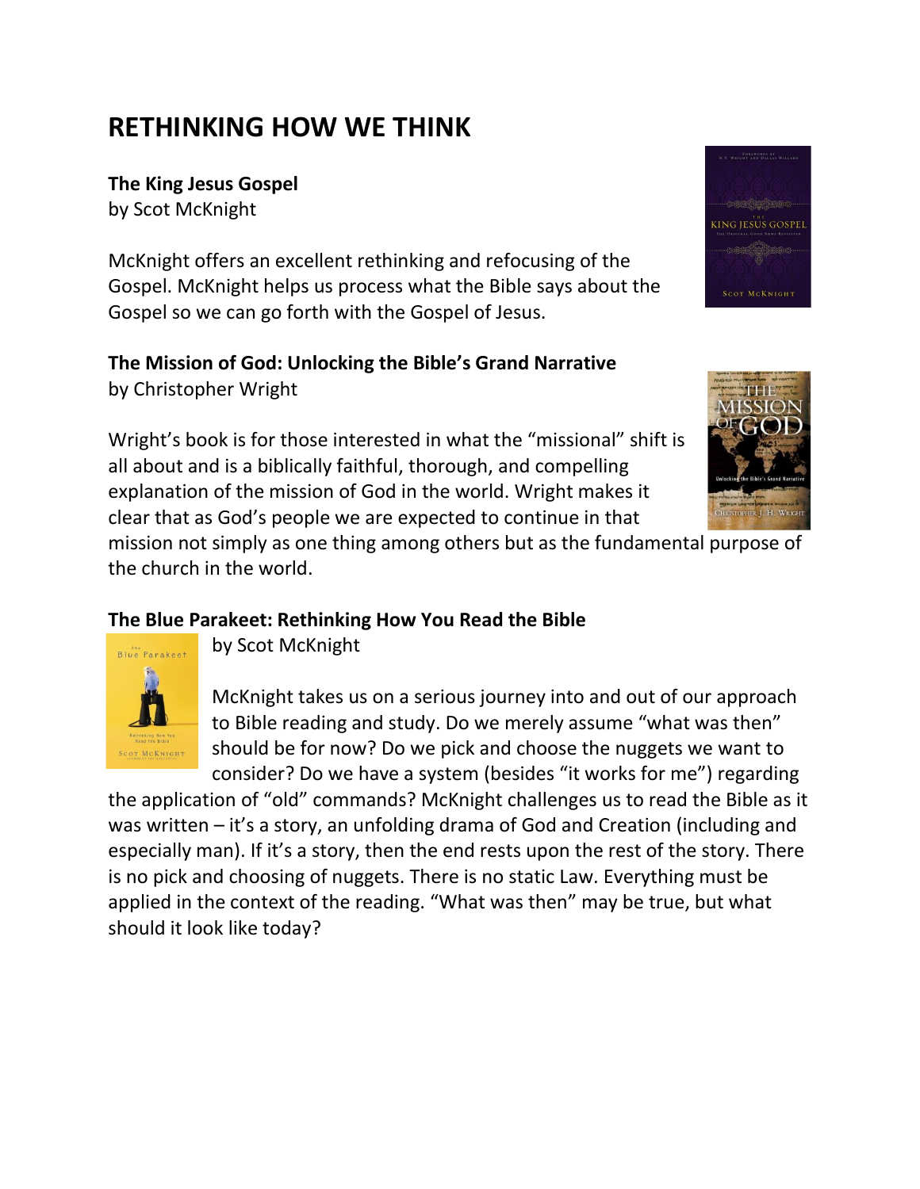# RETHINKING HOW WE THINK

**The King Jesus Gospel**
by Scot McKnight

McKnight offers an excellent rethinking and refocusing of the Gospel. McKnight helps us process what the Bible says about the Gospel so we can go forth with the Gospel of Jesus.

**The Mission of God: Unlocking the Bible's Grand Narrative**
by Christopher Wright

Wright's book is for those interested in what the "missional" shift is all about and is a biblically faithful, thorough, and compelling explanation of the mission of God in the world. Wright makes it clear that as God's people we are expected to continue in that mission not simply as one thing among others but as the fundamental purpose of the church in the world.

**The Blue Parakeet: Rethinking How You Read the Bible**
by Scot McKnight

McKnight takes us on a serious journey into and out of our approach to Bible reading and study. Do we merely assume "what was then" should be for now? Do we pick and choose the nuggets we want to consider? Do we have a system (besides "it works for me") regarding the application of "old" commands? McKnight challenges us to read the Bible as it was written – it's a story, an unfolding drama of God and Creation (including and especially man). If it's a story, then the end rests upon the rest of the story. There is no pick and choosing of nuggets. There is no static Law. Everything must be applied in the context of the reading. "What was then" may be true, but what should it look like today?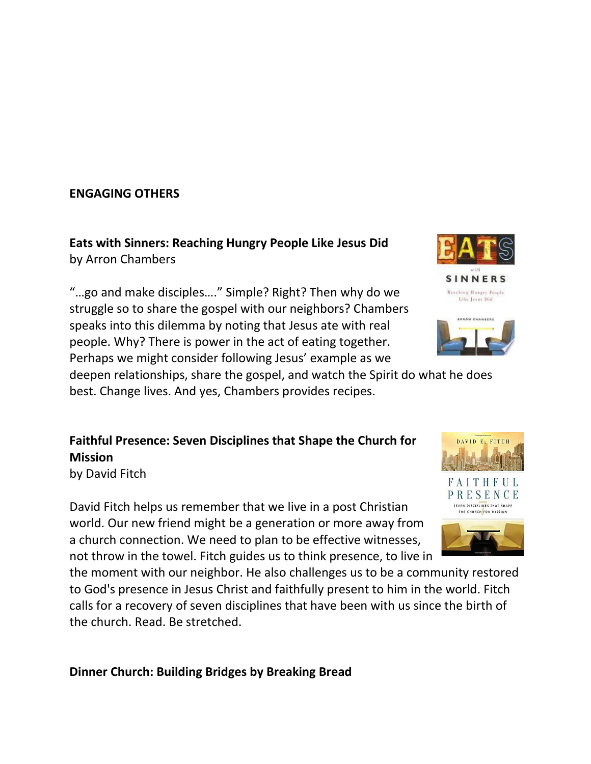## ENGAGING OTHERS

**Eats with Sinners: Reaching Hungry People Like Jesus Did**
by Arron Chambers

"…go and make disciples…." Simple? Right? Then why do we struggle so to share the gospel with our neighbors? Chambers speaks into this dilemma by noting that Jesus ate with real people. Why? There is power in the act of eating together. Perhaps we might consider following Jesus' example as we deepen relationships, share the gospel, and watch the Spirit do what he does best. Change lives. And yes, Chambers provides recipes.

**Faithful Presence: Seven Disciplines that Shape the Church for Mission**
by David Fitch

David Fitch helps us remember that we live in a post Christian world. Our new friend might be a generation or more away from a church connection. We need to plan to be effective witnesses, not throw in the towel. Fitch guides us to think presence, to live in the moment with our neighbor. He also challenges us to be a community restored to God's presence in Jesus Christ and faithfully present to him in the world. Fitch calls for a recovery of seven disciplines that have been with us since the birth of the church. Read. Be stretched.

**Dinner Church: Building Bridges by Breaking Bread**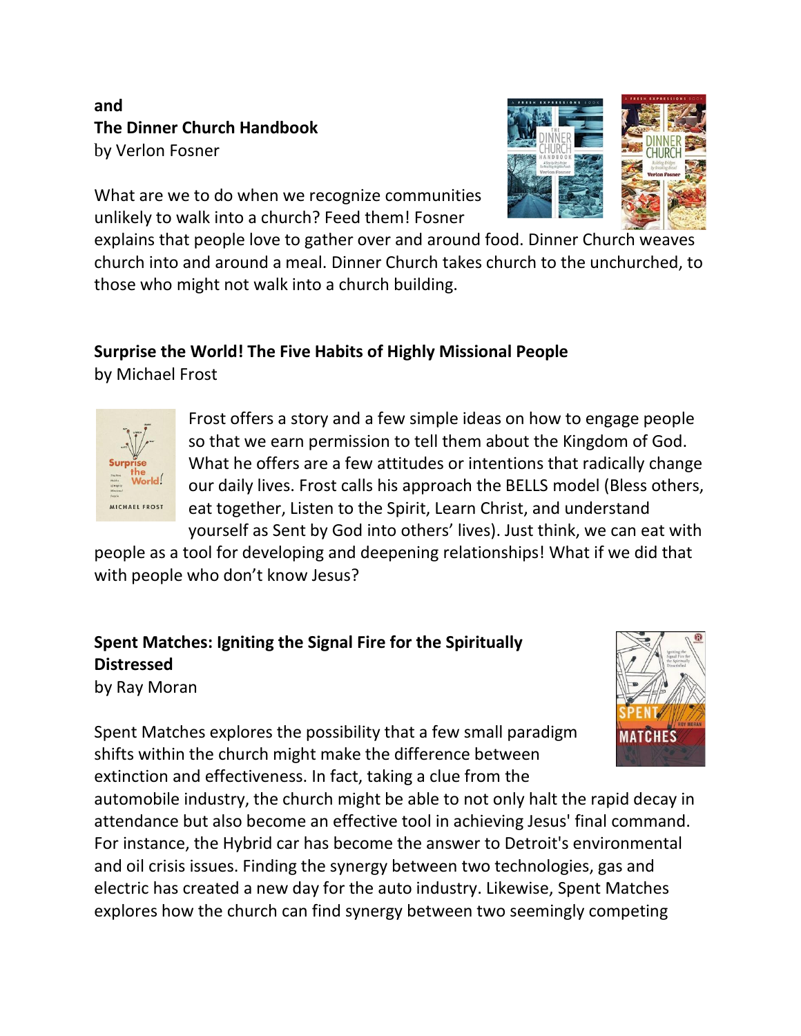**and**
**The Dinner Church Handbook**
by Verlon Fosner

What are we to do when we recognize communities unlikely to walk into a church? Feed them! Fosner explains that people love to gather over and around food. Dinner Church weaves church into and around a meal. Dinner Church takes church to the unchurched, to those who might not walk into a church building.

**Surprise the World! The Five Habits of Highly Missional People**
by Michael Frost

Frost offers a story and a few simple ideas on how to engage people so that we earn permission to tell them about the Kingdom of God. What he offers are a few attitudes or intentions that radically change our daily lives. Frost calls his approach the BELLS model (Bless others, eat together, Listen to the Spirit, Learn Christ, and understand yourself as Sent by God into others' lives). Just think, we can eat with people as a tool for developing and deepening relationships! What if we did that with people who don't know Jesus?

**Spent Matches: Igniting the Signal Fire for the Spiritually Distressed**
by Ray Moran

Spent Matches explores the possibility that a few small paradigm shifts within the church might make the difference between extinction and effectiveness. In fact, taking a clue from the automobile industry, the church might be able to not only halt the rapid decay in attendance but also become an effective tool in achieving Jesus' final command. For instance, the Hybrid car has become the answer to Detroit's environmental and oil crisis issues. Finding the synergy between two technologies, gas and electric has created a new day for the auto industry. Likewise, Spent Matches explores how the church can find synergy between two seemingly competing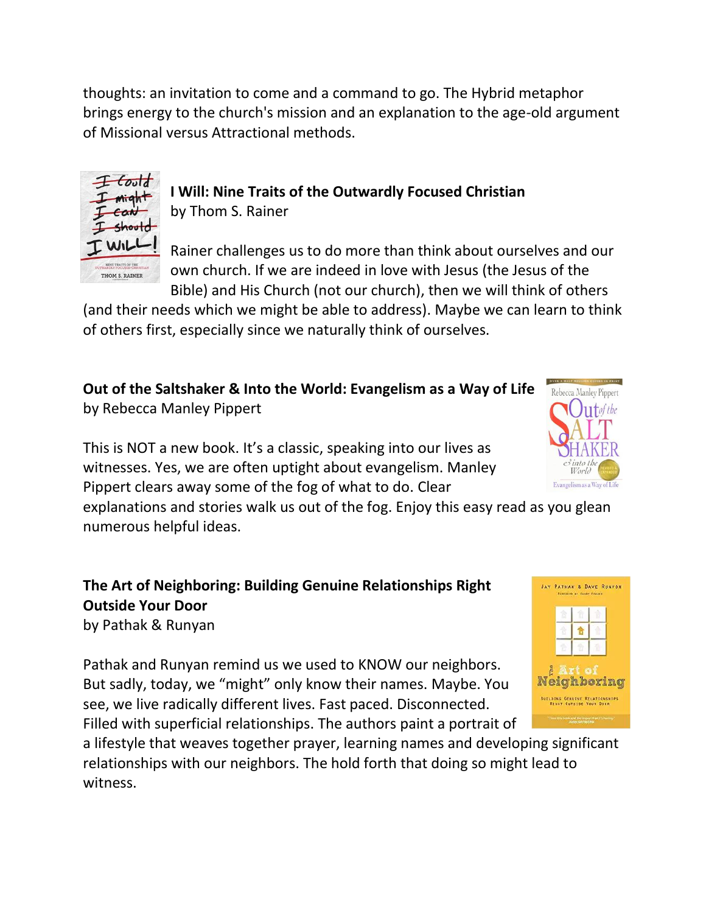thoughts: an invitation to come and a command to go. The Hybrid metaphor brings energy to the church's mission and an explanation to the age-old argument of Missional versus Attractional methods.

**I Will: Nine Traits of the Outwardly Focused Christian**
by Thom S. Rainer

Rainer challenges us to do more than think about ourselves and our own church. If we are indeed in love with Jesus (the Jesus of the Bible) and His Church (not our church), then we will think of others (and their needs which we might be able to address). Maybe we can learn to think of others first, especially since we naturally think of ourselves.

**Out of the Saltshaker & Into the World: Evangelism as a Way of Life**
by Rebecca Manley Pippert

This is NOT a new book. It's a classic, speaking into our lives as witnesses. Yes, we are often uptight about evangelism. Manley Pippert clears away some of the fog of what to do. Clear explanations and stories walk us out of the fog. Enjoy this easy read as you glean numerous helpful ideas.

**The Art of Neighboring: Building Genuine Relationships Right Outside Your Door**
by Pathak & Runyan

Pathak and Runyan remind us we used to KNOW our neighbors. But sadly, today, we "might" only know their names. Maybe. You see, we live radically different lives. Fast paced. Disconnected. Filled with superficial relationships. The authors paint a portrait of a lifestyle that weaves together prayer, learning names and developing significant relationships with our neighbors. The hold forth that doing so might lead to witness.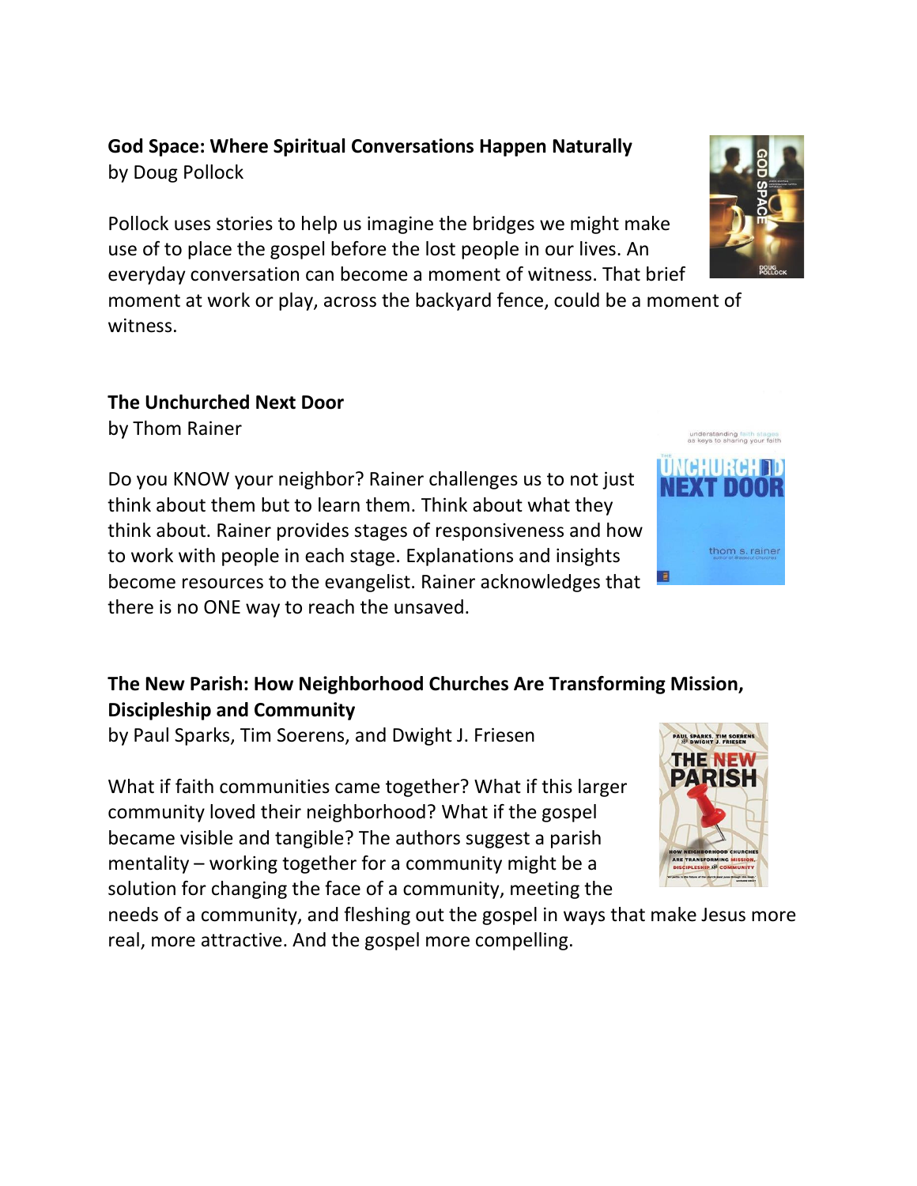**God Space: Where Spiritual Conversations Happen Naturally**
by Doug Pollock

Pollock uses stories to help us imagine the bridges we might make use of to place the gospel before the lost people in our lives. An everyday conversation can become a moment of witness. That brief moment at work or play, across the backyard fence, could be a moment of witness.

**The Unchurched Next Door**
by Thom Rainer

Do you KNOW your neighbor? Rainer challenges us to not just think about them but to learn them. Think about what they think about. Rainer provides stages of responsiveness and how to work with people in each stage. Explanations and insights become resources to the evangelist. Rainer acknowledges that there is no ONE way to reach the unsaved.

**The New Parish: How Neighborhood Churches Are Transforming Mission, Discipleship and Community**
by Paul Sparks, Tim Soerens, and Dwight J. Friesen

What if faith communities came together? What if this larger community loved their neighborhood? What if the gospel became visible and tangible? The authors suggest a parish mentality – working together for a community might be a solution for changing the face of a community, meeting the needs of a community, and fleshing out the gospel in ways that make Jesus more real, more attractive. And the gospel more compelling.